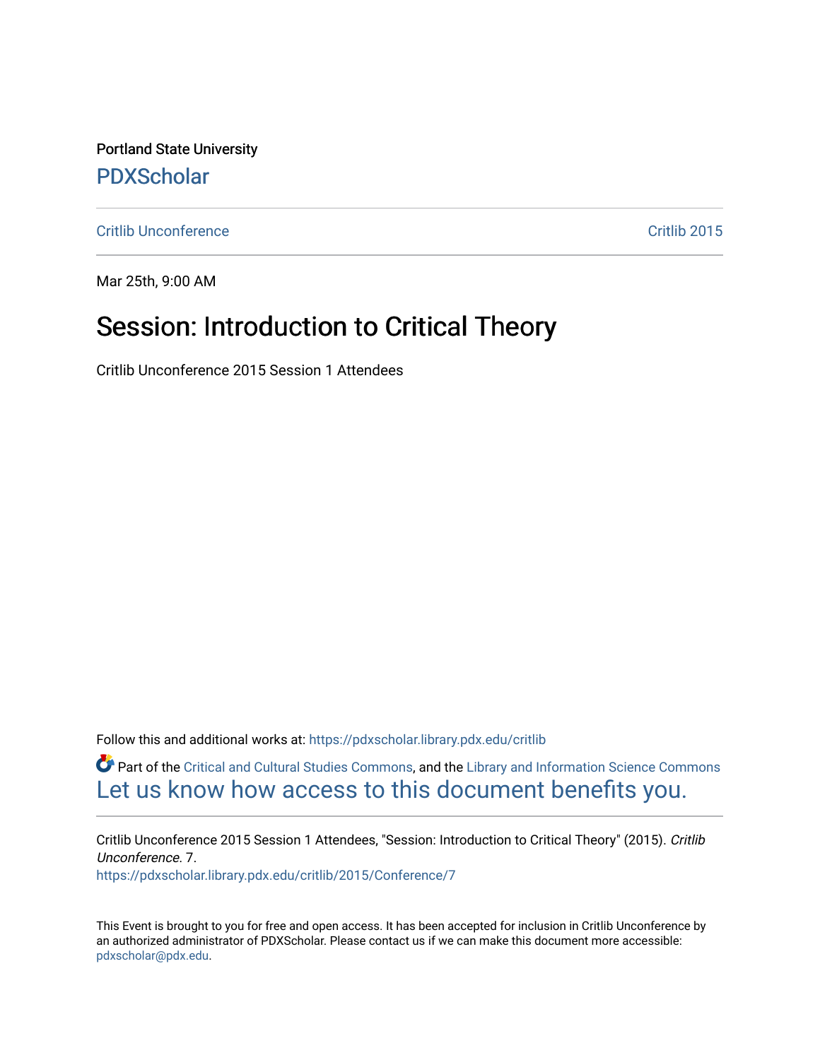Portland State University

PDXScholar

Critlib Unconference | Critlib 2015

Mar 25th, 9:00 AM

# Session: Introduction to Critical Theory

Critlib Unconference 2015 Session 1 Attendees

Follow this and additional works at: https://pdxscholar.library.pdx.edu/critlib

Part of the Critical and Cultural Studies Commons, and the Library and Information Science Commons

Let us know how access to this document benefits you.

Critlib Unconference 2015 Session 1 Attendees, "Session: Introduction to Critical Theory" (2015). *Critlib Unconference*. 7.

https://pdxscholar.library.pdx.edu/critlib/2015/Conference/7

This Event is brought to you for free and open access. It has been accepted for inclusion in Critlib Unconference by an authorized administrator of PDXScholar. Please contact us if we can make this document more accessible: pdxscholar@pdx.edu.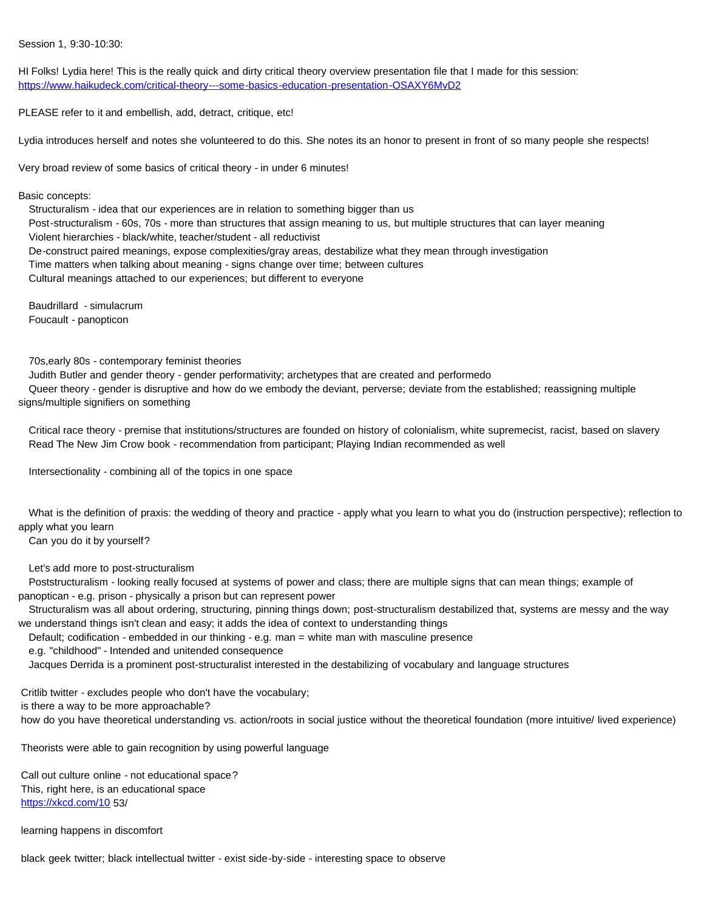Session 1, 9:30-10:30:

HI Folks! Lydia here! This is the really quick and dirty critical theory overview presentation file that I made for this session: [https://www.haikudeck.com/critical-theory---some-basics-education-presentation-OSAXY6MvD2](https://www.haikudeck.com/critical-theory---some-basics-education-presentation-OSAXY6MvD2)

PLEASE refer to it and embellish, add, detract, critique, etc!

Lydia introduces herself and notes she volunteered to do this. She notes its an honor to present in front of so many people she respects!

Very broad review of some basics of critical theory - in under 6 minutes!

Basic concepts:

- Structuralism - idea that our experiences are in relation to something bigger than us
- Post-structuralism - 60s, 70s - more than structures that assign meaning to us, but multiple structures that can layer meaning
- Violent hierarchies - black/white, teacher/student - all reductivist
- De-construct paired meanings, expose complexities/gray areas, destabilize what they mean through investigation
- Time matters when talking about meaning - signs change over time; between cultures
- Cultural meanings attached to our experiences; but different to everyone

- Baudrillard - simulacrum
- Foucault - panopticon

- 70s,early 80s - contemporary feminist theories
- Judith Butler and gender theory - gender performativity; archetypes that are created and performedo
- Queer theory - gender is disruptive and how do we embody the deviant, perverse; deviate from the established; reassigning multiple signs/multiple signifiers on something

- Critical race theory - premise that institutions/structures are founded on history of colonialism, white supremecist, racist, based on slavery
- Read The New Jim Crow book - recommendation from participant; Playing Indian recommended as well

- Intersectionality - combining all of the topics in one space

- What is the definition of praxis: the wedding of theory and practice - apply what you learn to what you do (instruction perspective); reflection to apply what you learn
- Can you do it by yourself?

- Let's add more to post-structuralism
- Poststructuralism - looking really focused at systems of power and class; there are multiple signs that can mean things; example of panoptican - e.g. prison - physically a prison but can represent power
- Structuralism was all about ordering, structuring, pinning things down; post-structuralism destabilized that, systems are messy and the way we understand things isn't clean and easy; it adds the idea of context to understanding things
- Default; codification - embedded in our thinking - e.g. man = white man with masculine presence
- e.g. "childhood" - Intended and unitended consequence
- Jacques Derrida is a prominent post-structuralist interested in the destabilizing of vocabulary and language structures

Critlib twitter - excludes people who don't have the vocabulary;
is there a way to be more approachable?
how do you have theoretical understanding vs. action/roots in social justice without the theoretical foundation (more intuitive/ lived experience)

Theorists were able to gain recognition by using powerful language

Call out culture online - not educational space?
This, right here, is an educational space
[https://xkcd.com/10](https://xkcd.com/10) 53/

learning happens in discomfort

black geek twitter; black intellectual twitter - exist side-by-side - interesting space to observe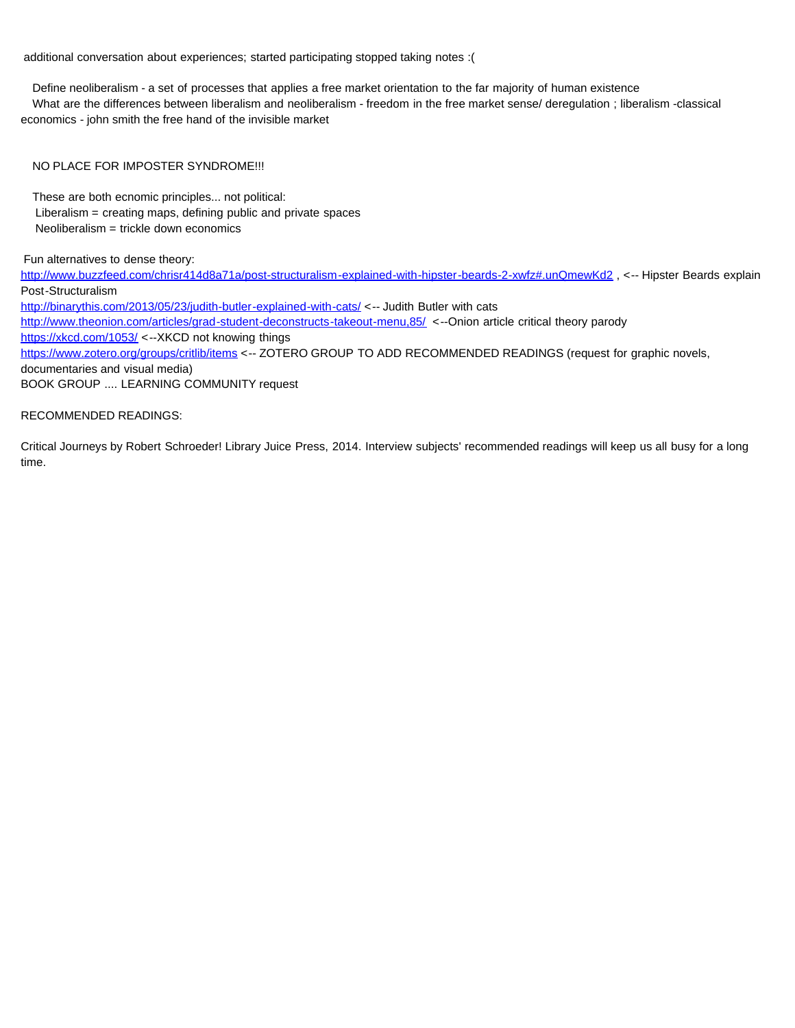additional conversation about experiences; started participating stopped taking notes :(

Define neoliberalism - a set of processes that applies a free market orientation to the far majority of human existence

What are the differences between liberalism and neoliberalism - freedom in the free market sense/ deregulation ; liberalism -classical economics - john smith the free hand of the invisible market

NO PLACE FOR IMPOSTER SYNDROME!!!

These are both ecnomic principles... not political:

Liberalism = creating maps, defining public and private spaces

Neoliberalism = trickle down economics

Fun alternatives to dense theory:

http://www.buzzfeed.com/chrisr414d8a71a/post-structuralism-explained-with-hipster-beards-2-xwfz#.unQmewKd2 , <-- Hipster Beards explain Post-Structuralism

http://binarythis.com/2013/05/23/judith-butler-explained-with-cats/ <-- Judith Butler with cats

http://www.theonion.com/articles/grad-student-deconstructs-takeout-menu,85/ <--Onion article critical theory parody

https://xkcd.com/1053/ <--XKCD not knowing things

https://www.zotero.org/groups/critlib/items <-- ZOTERO GROUP TO ADD RECOMMENDED READINGS (request for graphic novels, documentaries and visual media)

BOOK GROUP .... LEARNING COMMUNITY request

RECOMMENDED READINGS:

Critical Journeys by Robert Schroeder! Library Juice Press, 2014. Interview subjects' recommended readings will keep us all busy for a long time.